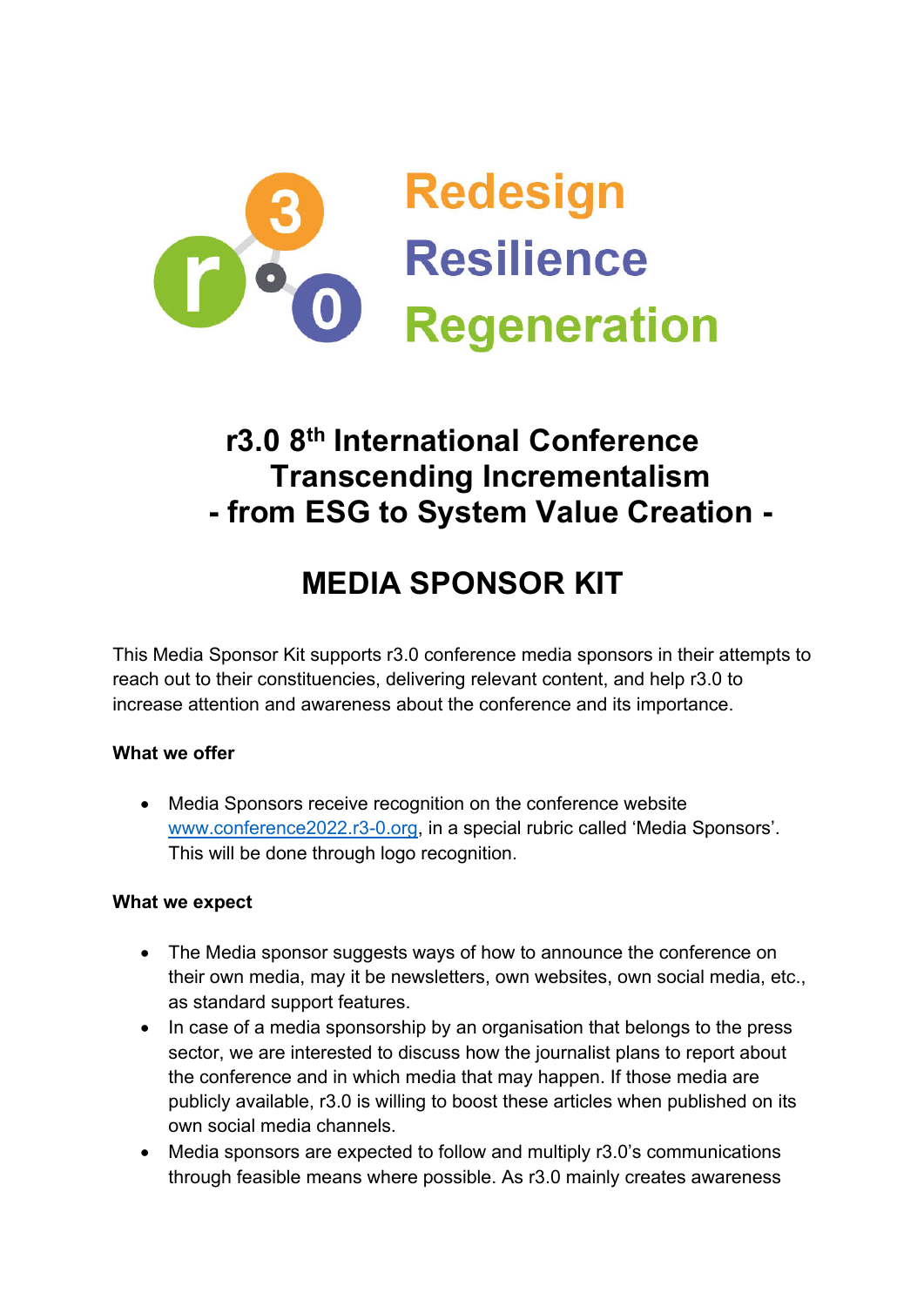Redesign
Resilience
Regeneration

# r3.0 8th International Conference Transcending Incrementalism - from ESG to System Value Creation -

# MEDIA SPONSOR KIT

This Media Sponsor Kit supports r3.0 conference media sponsors in their attempts to reach out to their constituencies, delivering relevant content, and help r3.0 to increase attention and awareness about the conference and its importance.

**What we offer**

- Media Sponsors receive recognition on the conference website www.conference2022.r3-0.org, in a special rubric called 'Media Sponsors'. This will be done through logo recognition.

**What we expect**

- The Media sponsor suggests ways of how to announce the conference on their own media, may it be newsletters, own websites, own social media, etc., as standard support features.
- In case of a media sponsorship by an organisation that belongs to the press sector, we are interested to discuss how the journalist plans to report about the conference and in which media that may happen. If those media are publicly available, r3.0 is willing to boost these articles when published on its own social media channels.
- Media sponsors are expected to follow and multiply r3.0's communications through feasible means where possible. As r3.0 mainly creates awareness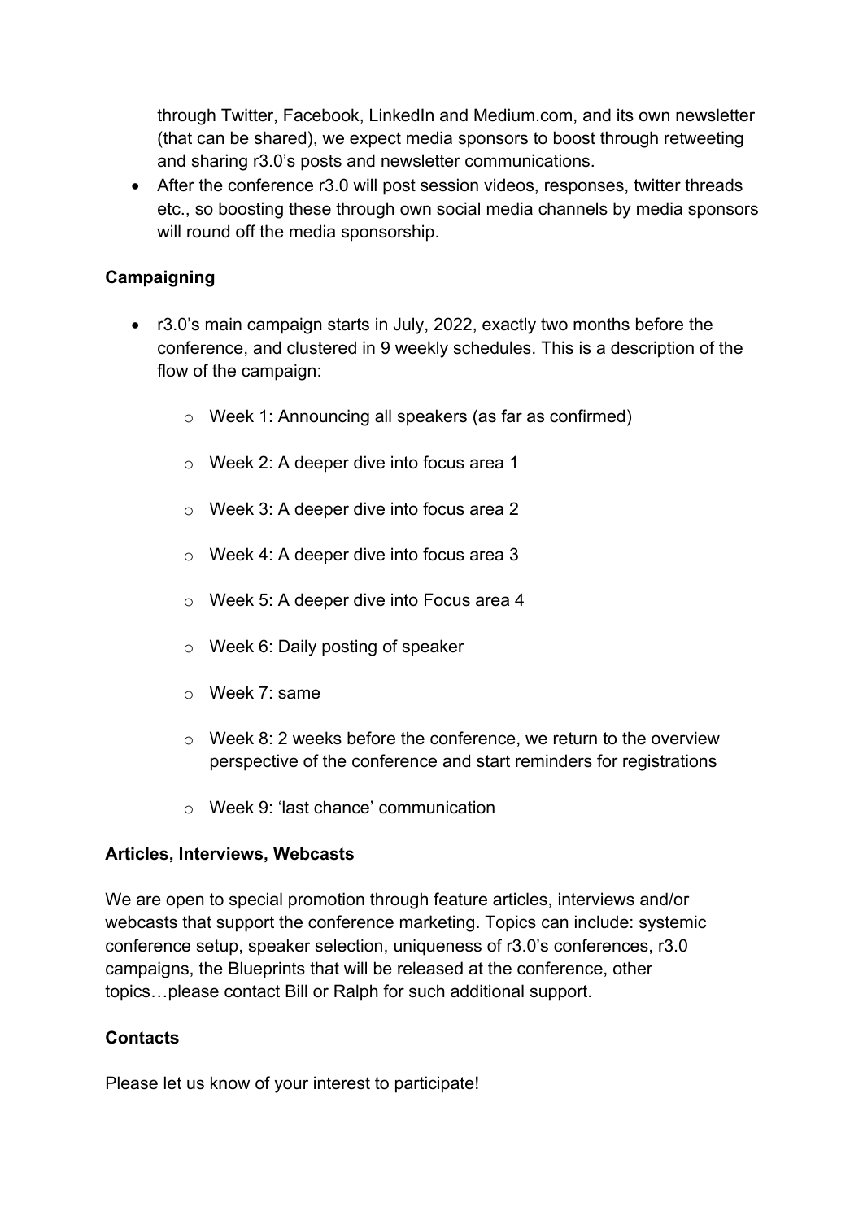through Twitter, Facebook, LinkedIn and Medium.com, and its own newsletter (that can be shared), we expect media sponsors to boost through retweeting and sharing r3.0's posts and newsletter communications.

- After the conference r3.0 will post session videos, responses, twitter threads etc., so boosting these through own social media channels by media sponsors will round off the media sponsorship.

**Campaigning**

- r3.0's main campaign starts in July, 2022, exactly two months before the conference, and clustered in 9 weekly schedules. This is a description of the flow of the campaign:
    - Week 1: Announcing all speakers (as far as confirmed)
    - Week 2: A deeper dive into focus area 1
    - Week 3: A deeper dive into focus area 2
    - Week 4: A deeper dive into focus area 3
    - Week 5: A deeper dive into Focus area 4
    - Week 6: Daily posting of speaker
    - Week 7: same
    - Week 8: 2 weeks before the conference, we return to the overview perspective of the conference and start reminders for registrations
    - Week 9: 'last chance' communication

**Articles, Interviews, Webcasts**

We are open to special promotion through feature articles, interviews and/or webcasts that support the conference marketing. Topics can include: systemic conference setup, speaker selection, uniqueness of r3.0's conferences, r3.0 campaigns, the Blueprints that will be released at the conference, other topics…please contact Bill or Ralph for such additional support.

**Contacts**

Please let us know of your interest to participate!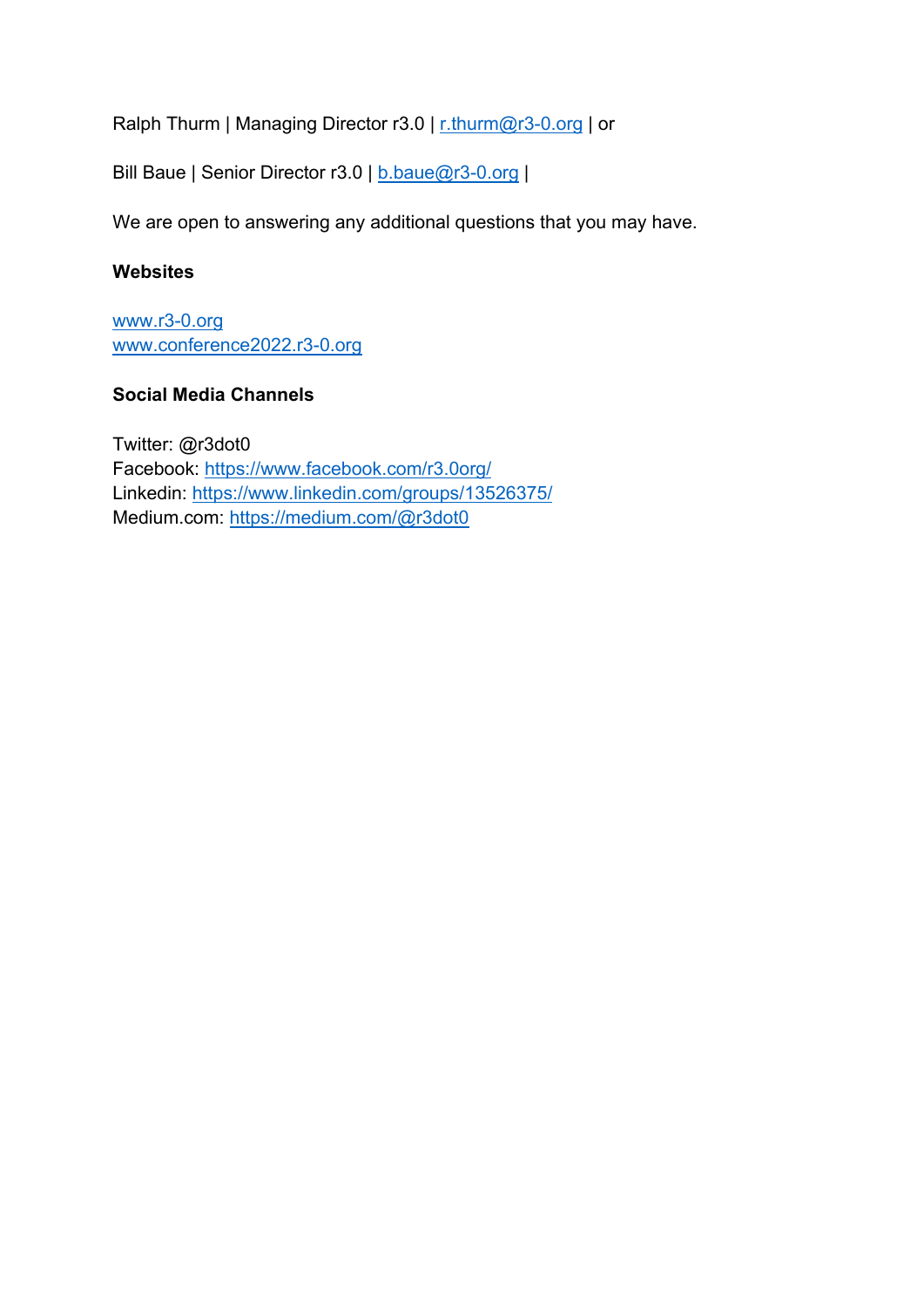Ralph Thurm | Managing Director r3.0 | r.thurm@r3-0.org | or

Bill Baue | Senior Director r3.0 | b.baue@r3-0.org |

We are open to answering any additional questions that you may have.

**Websites**

www.r3-0.org
www.conference2022.r3-0.org

**Social Media Channels**

Twitter: @r3dot0
Facebook: https://www.facebook.com/r3.0org/
Linkedin: https://www.linkedin.com/groups/13526375/
Medium.com: https://medium.com/@r3dot0